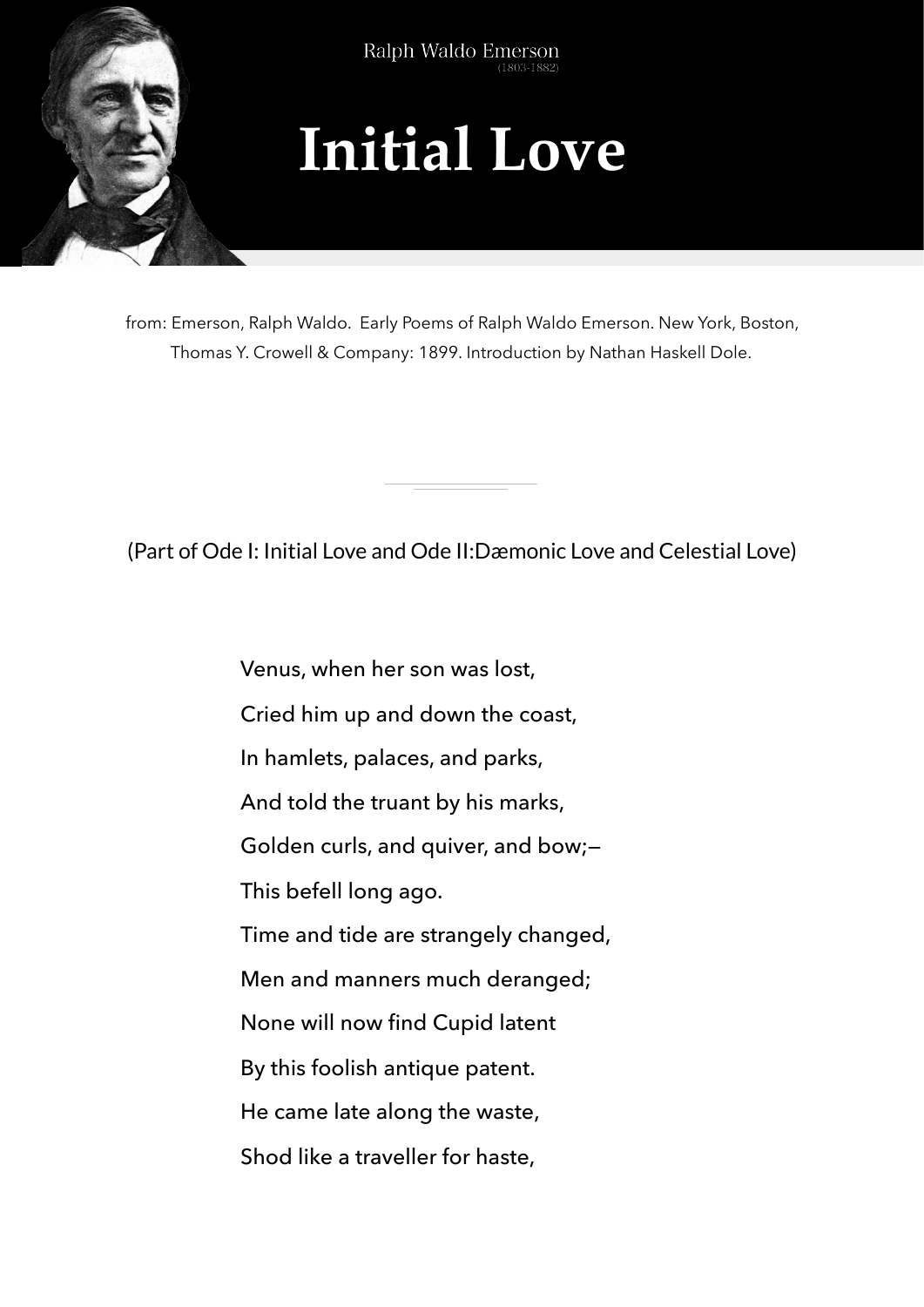Ralph Waldo Emerson
(1803-1882)

# Initial Love

from: Emerson, Ralph Waldo. Early Poems of Ralph Waldo Emerson. New York, Boston, Thomas Y. Crowell & Company: 1899. Introduction by Nathan Haskell Dole.

---

(Part of Ode I: Initial Love and Ode II:Dæmonic Love and Celestial Love)

Venus, when her son was lost,  
Cried him up and down the coast,  
In hamlets, palaces, and parks,  
And told the truant by his marks,  
Golden curls, and quiver, and bow;—  
This befell long ago.  
Time and tide are strangely changed,  
Men and manners much deranged;  
None will now find Cupid latent  
By this foolish antique patent.  
He came late along the waste,  
Shod like a traveller for haste,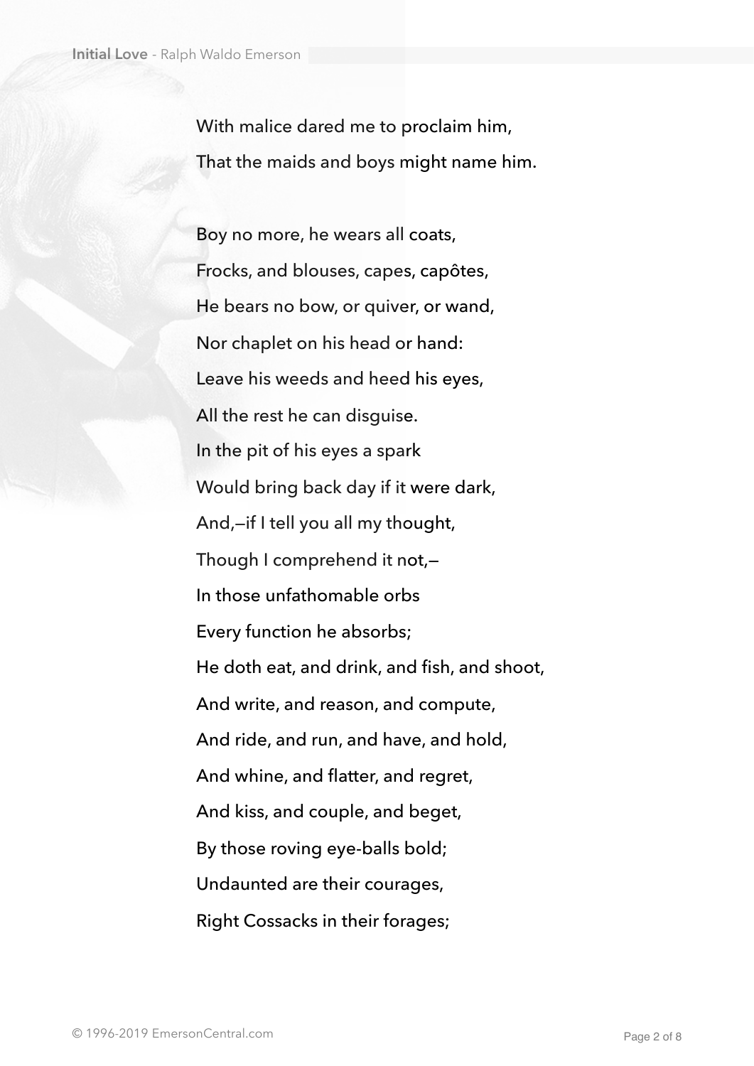With malice dared me to proclaim him,  
That the maids and boys might name him.

Boy no more, he wears all coats,  
Frocks, and blouses, capes, capôtes,  
He bears no bow, or quiver, or wand,  
Nor chaplet on his head or hand:  
Leave his weeds and heed his eyes,  
All the rest he can disguise.  
In the pit of his eyes a spark  
Would bring back day if it were dark,  
And,—if I tell you all my thought,  
Though I comprehend it not,—  
In those unfathomable orbs  
Every function he absorbs;  
He doth eat, and drink, and fish, and shoot,  
And write, and reason, and compute,  
And ride, and run, and have, and hold,  
And whine, and flatter, and regret,  
And kiss, and couple, and beget,  
By those roving eye-balls bold;  
Undaunted are their courages,  
Right Cossacks in their forages;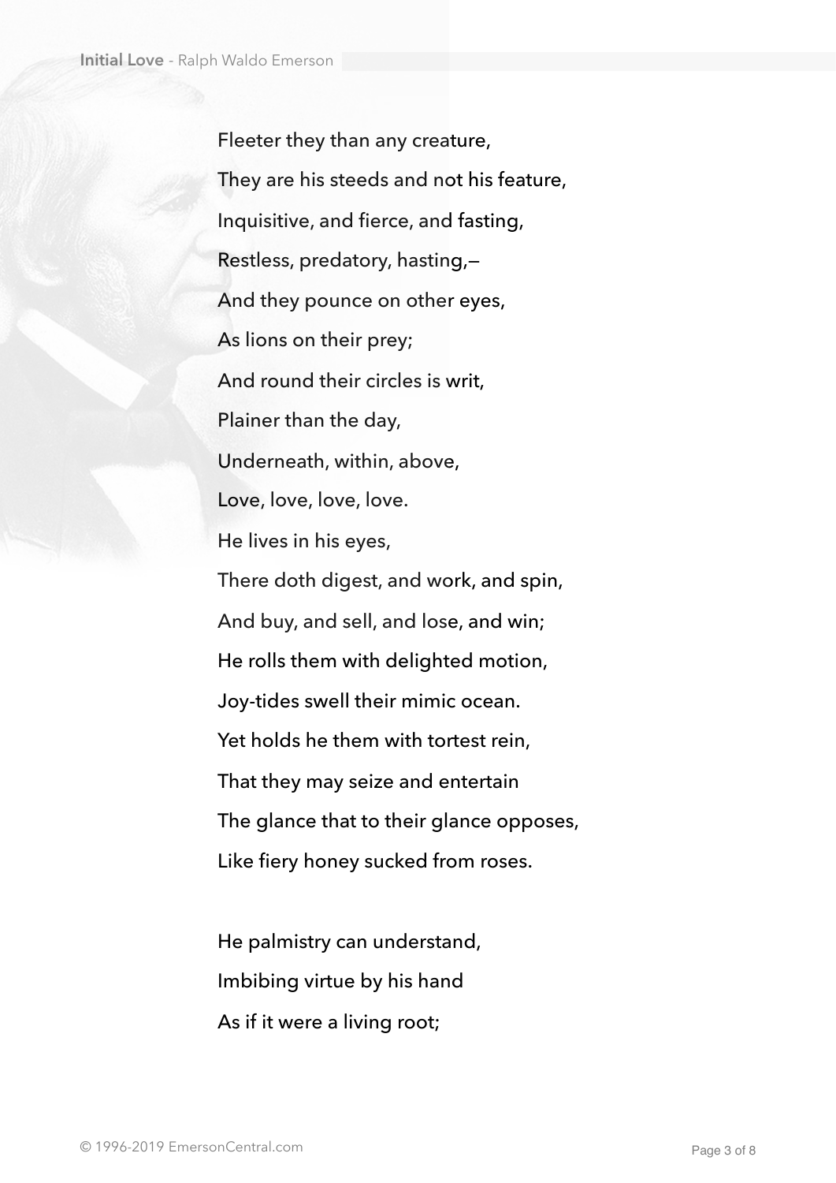Fleeter they than any creature,  
They are his steeds and not his feature,  
Inquisitive, and fierce, and fasting,  
Restless, predatory, hasting,—  
And they pounce on other eyes,  
As lions on their prey;  
And round their circles is writ,  
Plainer than the day,  
Underneath, within, above,  
Love, love, love, love.  
He lives in his eyes,  
There doth digest, and work, and spin,  
And buy, and sell, and lose, and win;  
He rolls them with delighted motion,  
Joy-tides swell their mimic ocean.  
Yet holds he them with tortest rein,  
That they may seize and entertain  
The glance that to their glance opposes,  
Like fiery honey sucked from roses.

He palmistry can understand,  
Imbibing virtue by his hand  
As if it were a living root;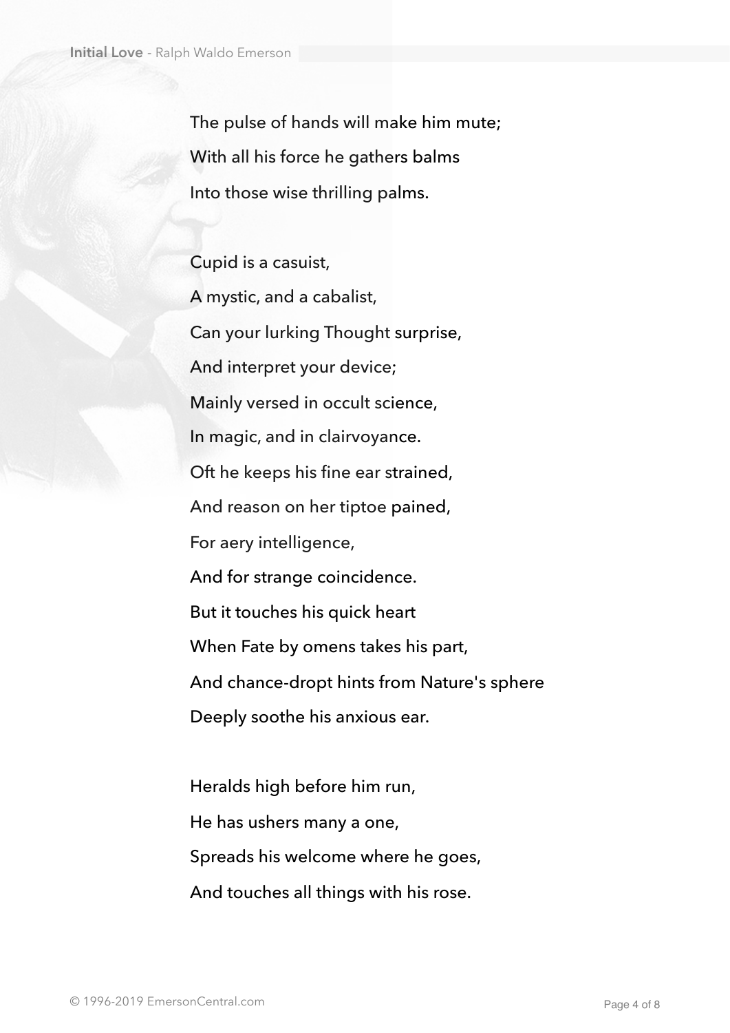The pulse of hands will make him mute;  
With all his force he gathers balms  
Into those wise thrilling palms.

Cupid is a casuist,  
A mystic, and a cabalist,  
Can your lurking Thought surprise,  
And interpret your device;  
Mainly versed in occult science,  
In magic, and in clairvoyance.  
Oft he keeps his fine ear strained,  
And reason on her tiptoe pained,  
For aery intelligence,  
And for strange coincidence.  
But it touches his quick heart  
When Fate by omens takes his part,  
And chance-dropt hints from Nature's sphere  
Deeply soothe his anxious ear.

Heralds high before him run,  
He has ushers many a one,  
Spreads his welcome where he goes,  
And touches all things with his rose.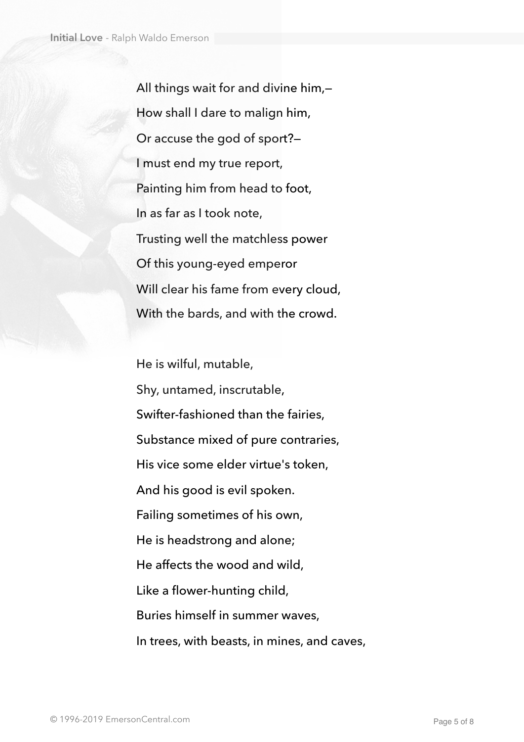All things wait for and divine him,—  
How shall I dare to malign him,  
Or accuse the god of sport?—  
I must end my true report,  
Painting him from head to foot,  
In as far as I took note,  
Trusting well the matchless power  
Of this young-eyed emperor  
Will clear his fame from every cloud,  
With the bards, and with the crowd.

He is wilful, mutable,  
Shy, untamed, inscrutable,  
Swifter-fashioned than the fairies,  
Substance mixed of pure contraries,  
His vice some elder virtue's token,  
And his good is evil spoken.  
Failing sometimes of his own,  
He is headstrong and alone;  
He affects the wood and wild,  
Like a flower-hunting child,  
Buries himself in summer waves,  
In trees, with beasts, in mines, and caves,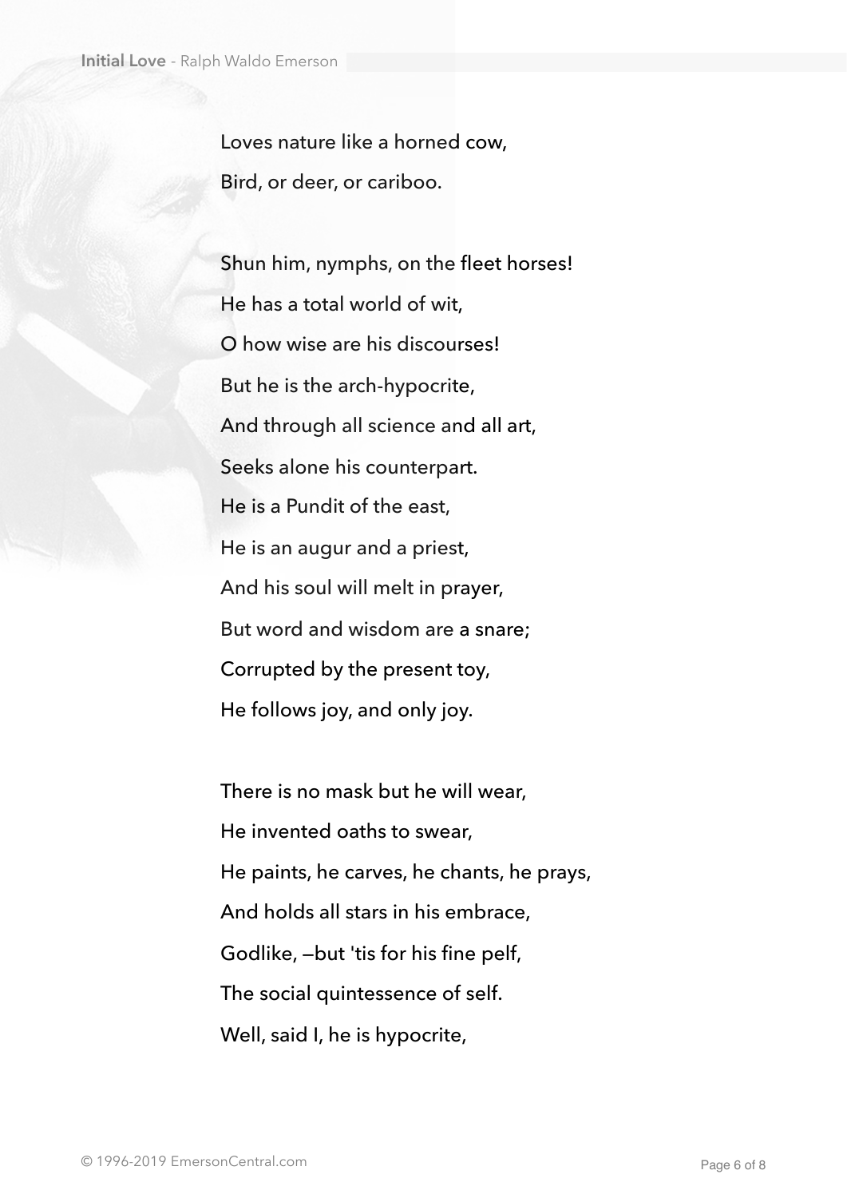Loves nature like a horned cow,  
Bird, or deer, or cariboo.

Shun him, nymphs, on the fleet horses!  
He has a total world of wit,  
O how wise are his discourses!  
But he is the arch-hypocrite,  
And through all science and all art,  
Seeks alone his counterpart.  
He is a Pundit of the east,  
He is an augur and a priest,  
And his soul will melt in prayer,  
But word and wisdom are a snare;  
Corrupted by the present toy,  
He follows joy, and only joy.

There is no mask but he will wear,  
He invented oaths to swear,  
He paints, he carves, he chants, he prays,  
And holds all stars in his embrace,  
Godlike, —but 'tis for his fine pelf,  
The social quintessence of self.  
Well, said I, he is hypocrite,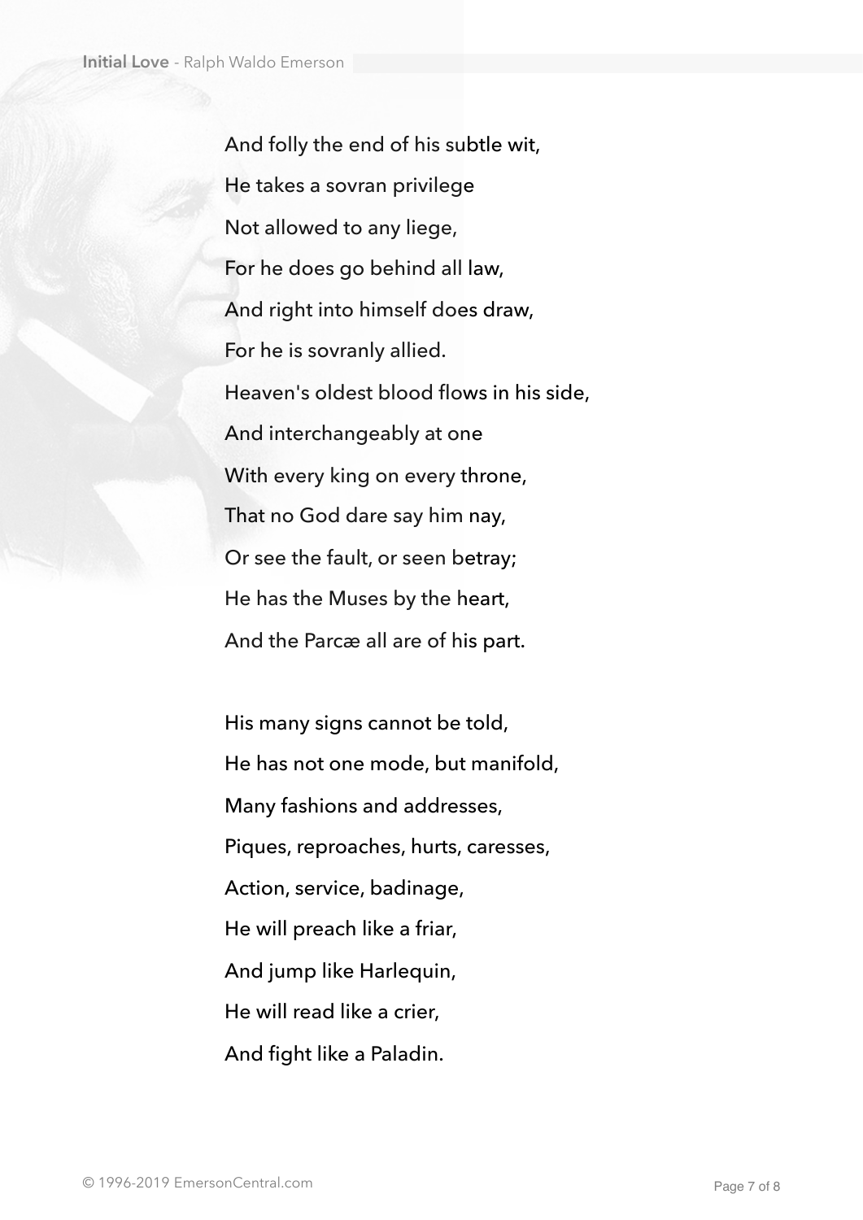And folly the end of his subtle wit,  
He takes a sovran privilege  
Not allowed to any liege,  
For he does go behind all law,  
And right into himself does draw,  
For he is sovranly allied.  
Heaven's oldest blood flows in his side,  
And interchangeably at one  
With every king on every throne,  
That no God dare say him nay,  
Or see the fault, or seen betray;  
He has the Muses by the heart,  
And the Parcæ all are of his part.

His many signs cannot be told,  
He has not one mode, but manifold,  
Many fashions and addresses,  
Piques, reproaches, hurts, caresses,  
Action, service, badinage,  
He will preach like a friar,  
And jump like Harlequin,  
He will read like a crier,  
And fight like a Paladin.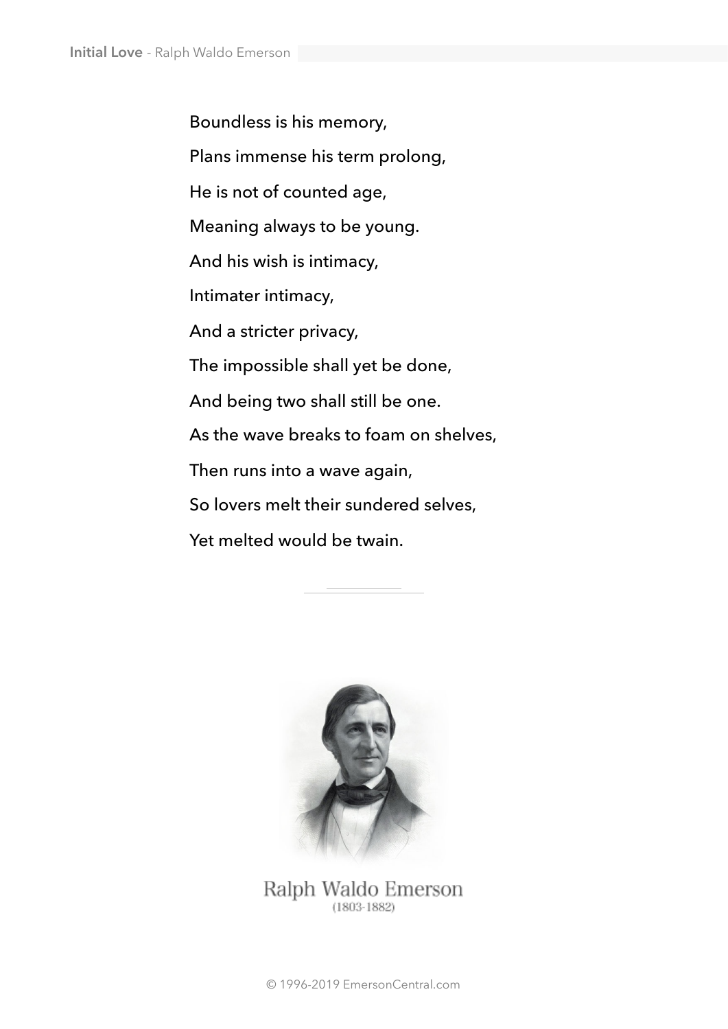Boundless is his memory,

Plans immense his term prolong,

He is not of counted age,

Meaning always to be young.

And his wish is intimacy,

Intimater intimacy,

And a stricter privacy,

The impossible shall yet be done,

And being two shall still be one.

As the wave breaks to foam on shelves,

Then runs into a wave again,

So lovers melt their sundered selves,

Yet melted would be twain.

---

Ralph Waldo Emerson
(1803-1882)